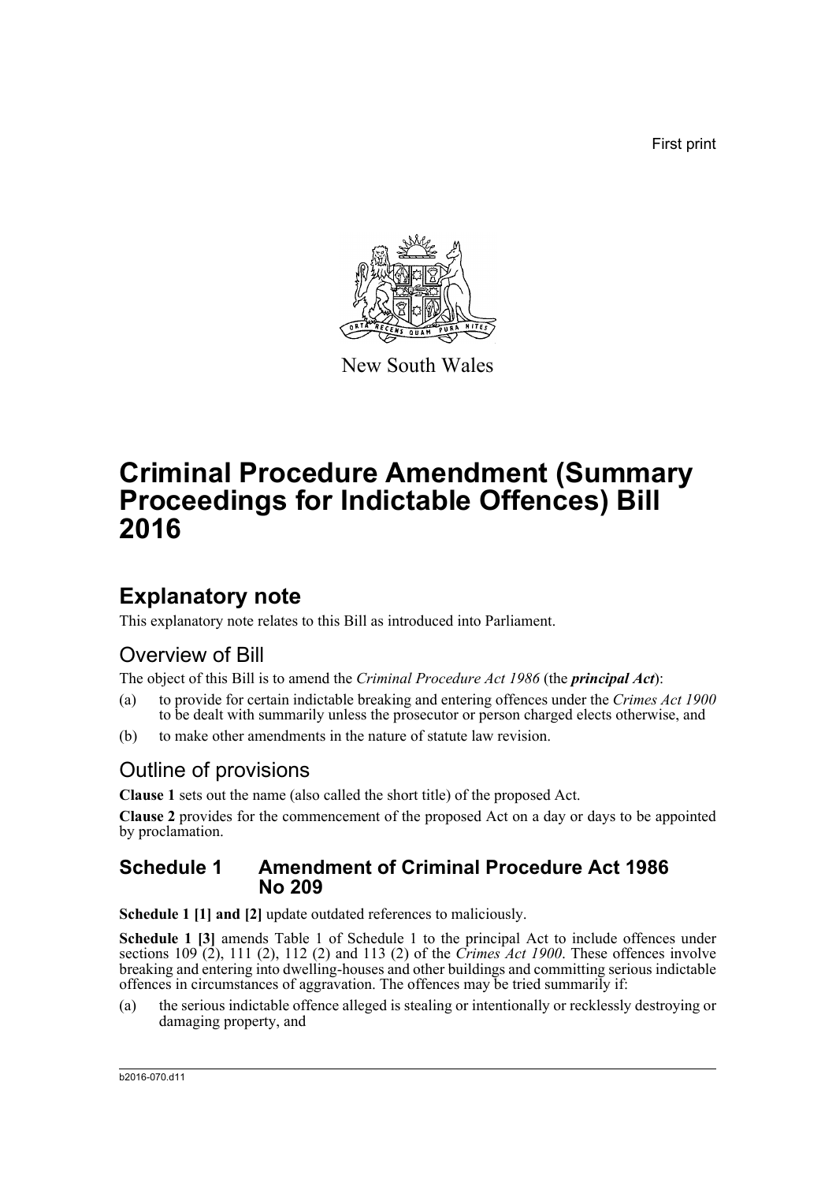First print

New South Wales

# Criminal Procedure Amendment (Summary Proceedings for Indictable Offences) Bill 2016

## Explanatory note

This explanatory note relates to this Bill as introduced into Parliament.

### Overview of Bill

The object of this Bill is to amend the *Criminal Procedure Act 1986* (the ***principal Act***):

(a) to provide for certain indictable breaking and entering offences under the *Crimes Act 1900* to be dealt with summarily unless the prosecutor or person charged elects otherwise, and

(b) to make other amendments in the nature of statute law revision.

### Outline of provisions

**Clause 1** sets out the name (also called the short title) of the proposed Act.

**Clause 2** provides for the commencement of the proposed Act on a day or days to be appointed by proclamation.

## Schedule 1 Amendment of Criminal Procedure Act 1986 No 209

**Schedule 1 [1] and [2]** update outdated references to maliciously.

**Schedule 1 [3]** amends Table 1 of Schedule 1 to the principal Act to include offences under sections 109 (2), 111 (2), 112 (2) and 113 (2) of the *Crimes Act 1900*. These offences involve breaking and entering into dwelling-houses and other buildings and committing serious indictable offences in circumstances of aggravation. The offences may be tried summarily if:

(a) the serious indictable offence alleged is stealing or intentionally or recklessly destroying or damaging property, and

b2016-070.d11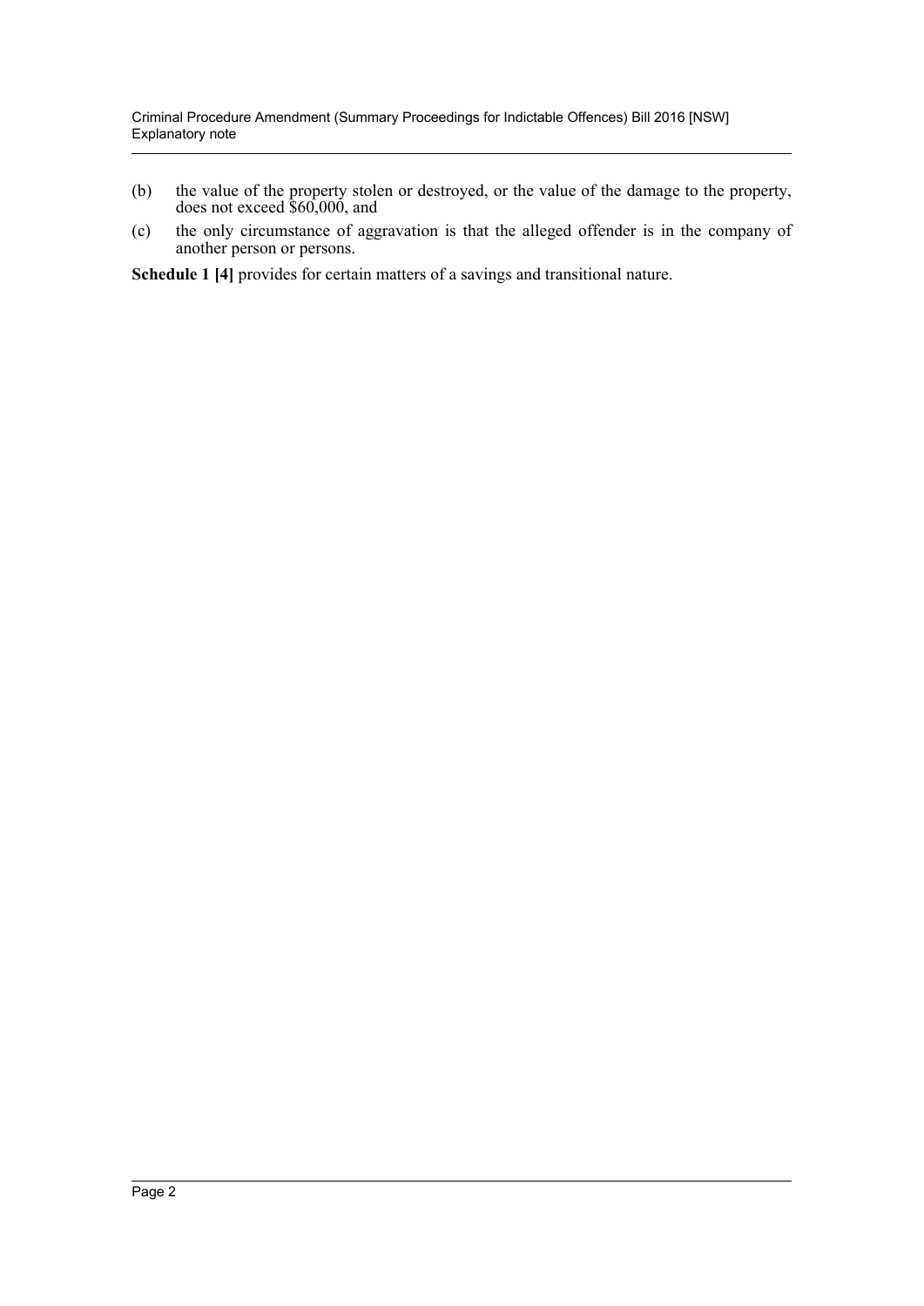(b) the value of the property stolen or destroyed, or the value of the damage to the property, does not exceed $60,000, and

(c) the only circumstance of aggravation is that the alleged offender is in the company of another person or persons.

**Schedule 1 [4]** provides for certain matters of a savings and transitional nature.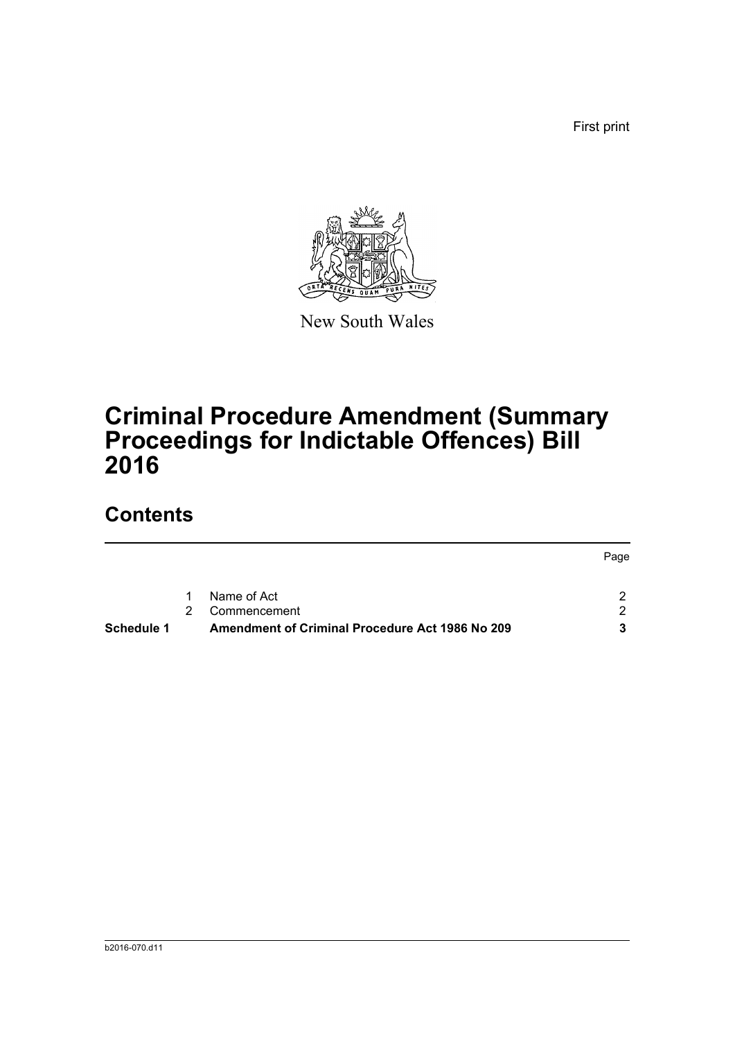First print

New South Wales

# Criminal Procedure Amendment (Summary Proceedings for Indictable Offences) Bill 2016

## Contents

| | | | Page |
|---|---|---|---|
| | 1 | Name of Act | 2 |
| | 2 | Commencement | 2 |
| **Schedule 1** | | **Amendment of Criminal Procedure Act 1986 No 209** | **3** |

b2016-070.d11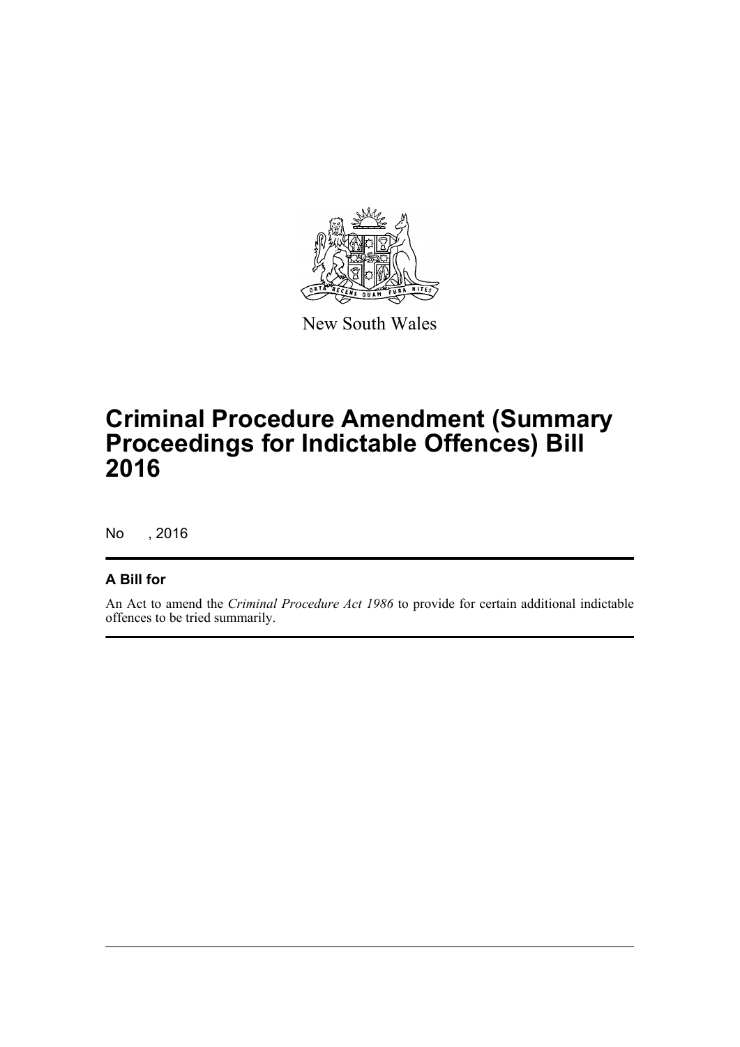New South Wales

# Criminal Procedure Amendment (Summary Proceedings for Indictable Offences) Bill 2016

No , 2016

## A Bill for

An Act to amend the *Criminal Procedure Act 1986* to provide for certain additional indictable offences to be tried summarily.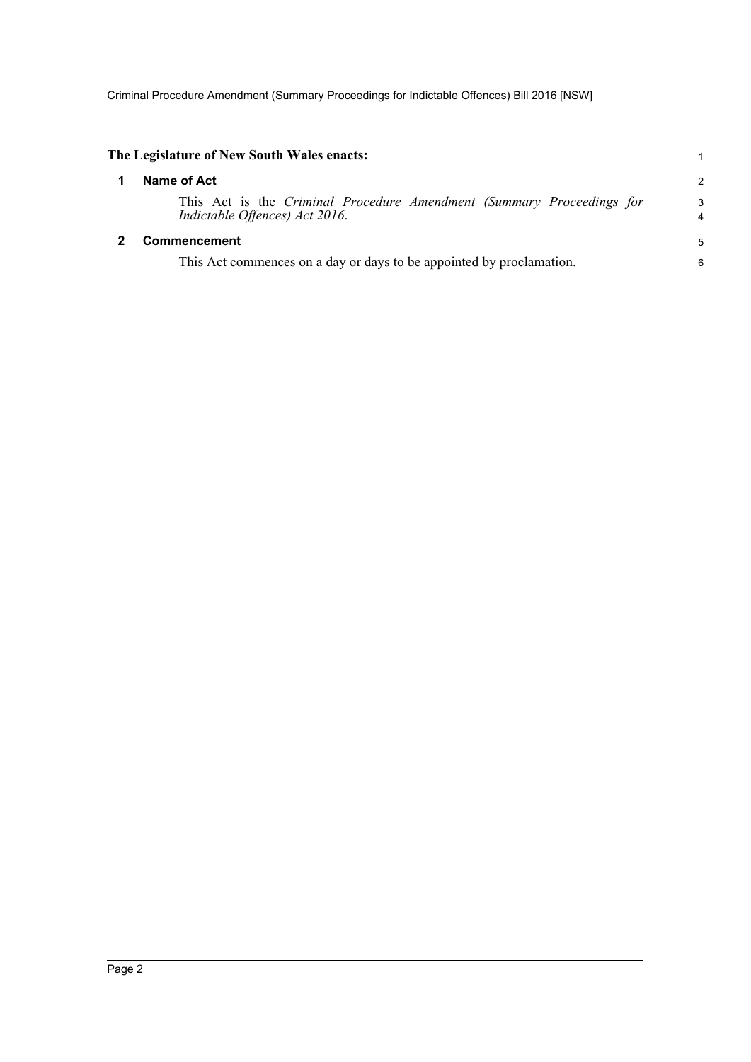**The Legislature of New South Wales enacts:**

## 1 Name of Act

This Act is the *Criminal Procedure Amendment (Summary Proceedings for Indictable Offences) Act 2016*.

## 2 Commencement

This Act commences on a day or days to be appointed by proclamation.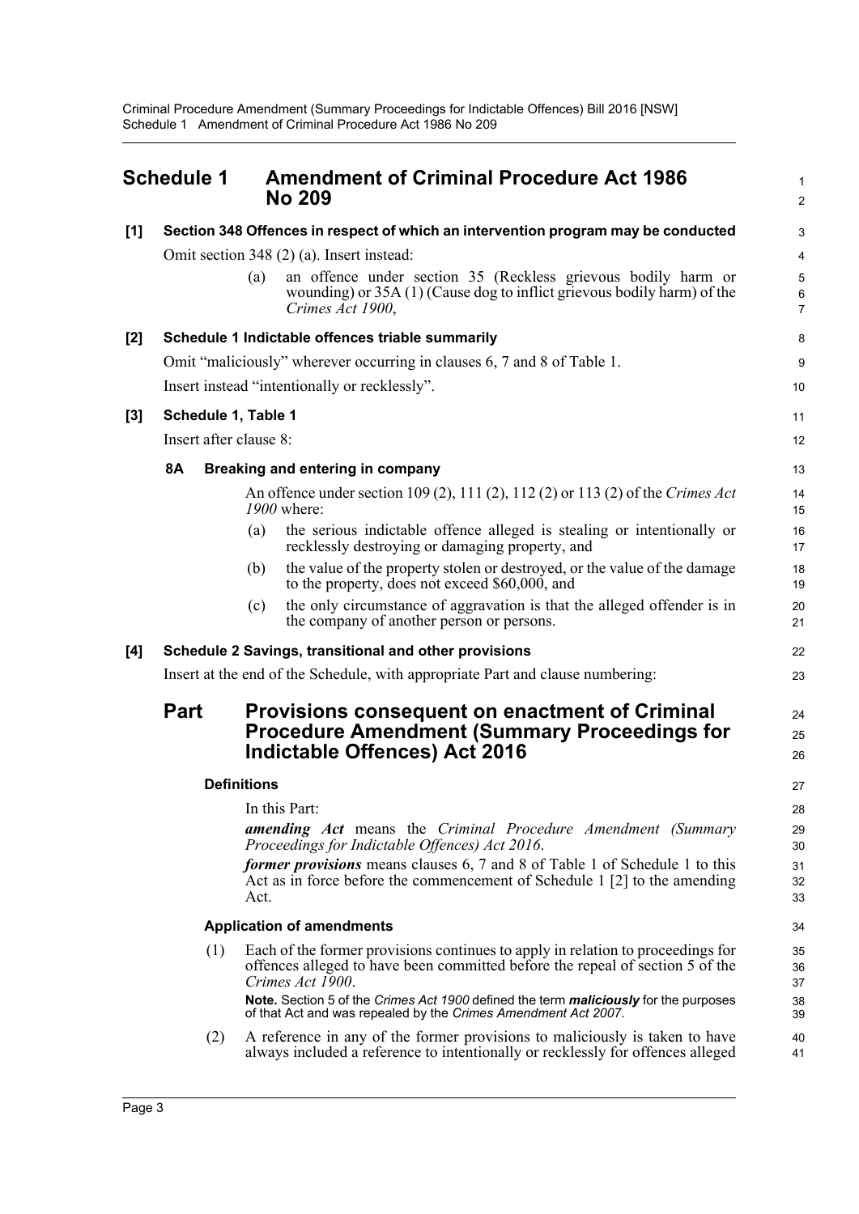## Schedule 1 Amendment of Criminal Procedure Act 1986 No 209

**[1] Section 348 Offences in respect of which an intervention program may be conducted**

Omit section 348 (2) (a). Insert instead:

> (a) an offence under section 35 (Reckless grievous bodily harm or wounding) or 35A (1) (Cause dog to inflict grievous bodily harm) of the *Crimes Act 1900*,

**[2] Schedule 1 Indictable offences triable summarily**

Omit "maliciously" wherever occurring in clauses 6, 7 and 8 of Table 1.

Insert instead "intentionally or recklessly".

**[3] Schedule 1, Table 1**

Insert after clause 8:

> **8A Breaking and entering in company**
>
> An offence under section 109 (2), 111 (2), 112 (2) or 113 (2) of the *Crimes Act 1900* where:
>
> (a) the serious indictable offence alleged is stealing or intentionally or recklessly destroying or damaging property, and
>
> (b) the value of the property stolen or destroyed, or the value of the damage to the property, does not exceed $60,000, and
>
> (c) the only circumstance of aggravation is that the alleged offender is in the company of another person or persons.

**[4] Schedule 2 Savings, transitional and other provisions**

Insert at the end of the Schedule, with appropriate Part and clause numbering:

> ### Part Provisions consequent on enactment of Criminal Procedure Amendment (Summary Proceedings for Indictable Offences) Act 2016
>
> **Definitions**
>
> In this Part:
>
> ***amending Act*** means the *Criminal Procedure Amendment (Summary Proceedings for Indictable Offences) Act 2016*.
>
> ***former provisions*** means clauses 6, 7 and 8 of Table 1 of Schedule 1 to this Act as in force before the commencement of Schedule 1 [2] to the amending Act.
>
> **Application of amendments**
>
> (1) Each of the former provisions continues to apply in relation to proceedings for offences alleged to have been committed before the repeal of section 5 of the *Crimes Act 1900*.
>
> **Note.** Section 5 of the *Crimes Act 1900* defined the term ***maliciously*** for the purposes of that Act and was repealed by the *Crimes Amendment Act 2007*.
>
> (2) A reference in any of the former provisions to maliciously is taken to have always included a reference to intentionally or recklessly for offences alleged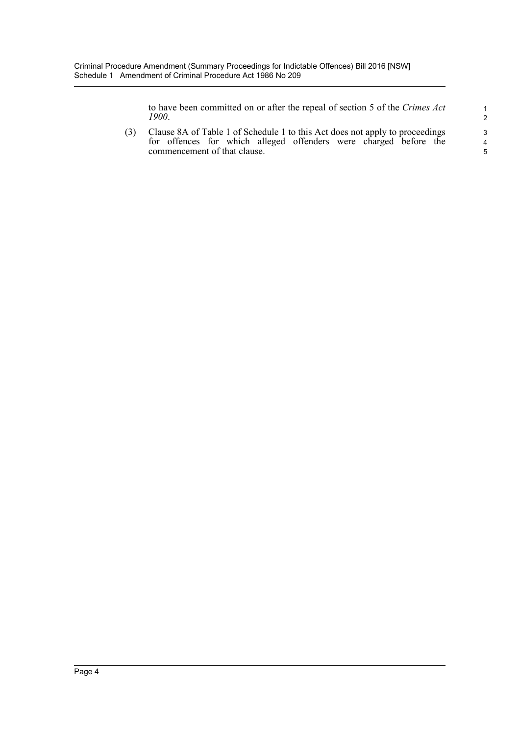to have been committed on or after the repeal of section 5 of the *Crimes Act 1900*.

(3) Clause 8A of Table 1 of Schedule 1 to this Act does not apply to proceedings for offences for which alleged offenders were charged before the commencement of that clause.